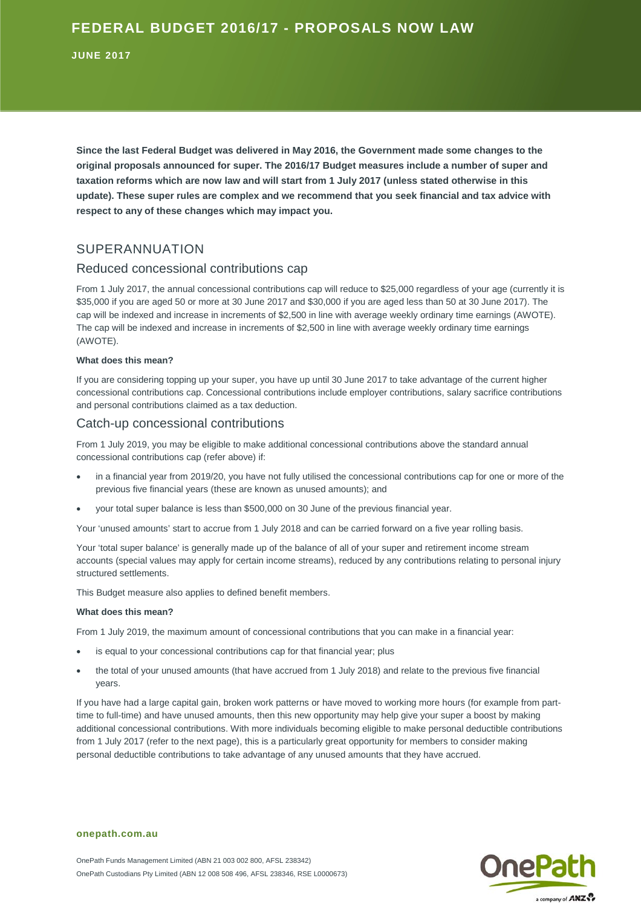# FEDERAL BUDGET 2016/17 - PROPOSALS NOW LAW

**JUNE 2017**

**Since the last Federal Budget was delivered in May 2016, the Government made some changes to the original proposals announced for super. The 2016/17 Budget measures include a number of super and taxation reforms which are now law and will start from 1 July 2017 (unless stated otherwise in this update). These super rules are complex and we recommend that you seek financial and tax advice with respect to any of these changes which may impact you.**

## SUPERANNUATION

### Reduced concessional contributions cap

From 1 July 2017, the annual concessional contributions cap will reduce to $25,000 regardless of your age (currently it is $35,000 if you are aged 50 or more at 30 June 2017 and $30,000 if you are aged less than 50 at 30 June 2017). The cap will be indexed and increase in increments of $2,500 in line with average weekly ordinary time earnings (AWOTE). The cap will be indexed and increase in increments of $2,500 in line with average weekly ordinary time earnings (AWOTE).

**What does this mean?**

If you are considering topping up your super, you have up until 30 June 2017 to take advantage of the current higher concessional contributions cap. Concessional contributions include employer contributions, salary sacrifice contributions and personal contributions claimed as a tax deduction.

### Catch-up concessional contributions

From 1 July 2019, you may be eligible to make additional concessional contributions above the standard annual concessional contributions cap (refer above) if:

- in a financial year from 2019/20, you have not fully utilised the concessional contributions cap for one or more of the previous five financial years (these are known as unused amounts); and
- your total super balance is less than $500,000 on 30 June of the previous financial year.

Your 'unused amounts' start to accrue from 1 July 2018 and can be carried forward on a five year rolling basis.

Your 'total super balance' is generally made up of the balance of all of your super and retirement income stream accounts (special values may apply for certain income streams), reduced by any contributions relating to personal injury structured settlements.

This Budget measure also applies to defined benefit members.

**What does this mean?**

From 1 July 2019, the maximum amount of concessional contributions that you can make in a financial year:

- is equal to your concessional contributions cap for that financial year; plus
- the total of your unused amounts (that have accrued from 1 July 2018) and relate to the previous five financial years.

If you have had a large capital gain, broken work patterns or have moved to working more hours (for example from part-time to full-time) and have unused amounts, then this new opportunity may help give your super a boost by making additional concessional contributions. With more individuals becoming eligible to make personal deductible contributions from 1 July 2017 (refer to the next page), this is a particularly great opportunity for members to consider making personal deductible contributions to take advantage of any unused amounts that they have accrued.

**onepath.com.au**

OnePath Funds Management Limited (ABN 21 003 002 800, AFSL 238342)
OnePath Custodians Pty Limited (ABN 12 008 508 496, AFSL 238346, RSE L0000673)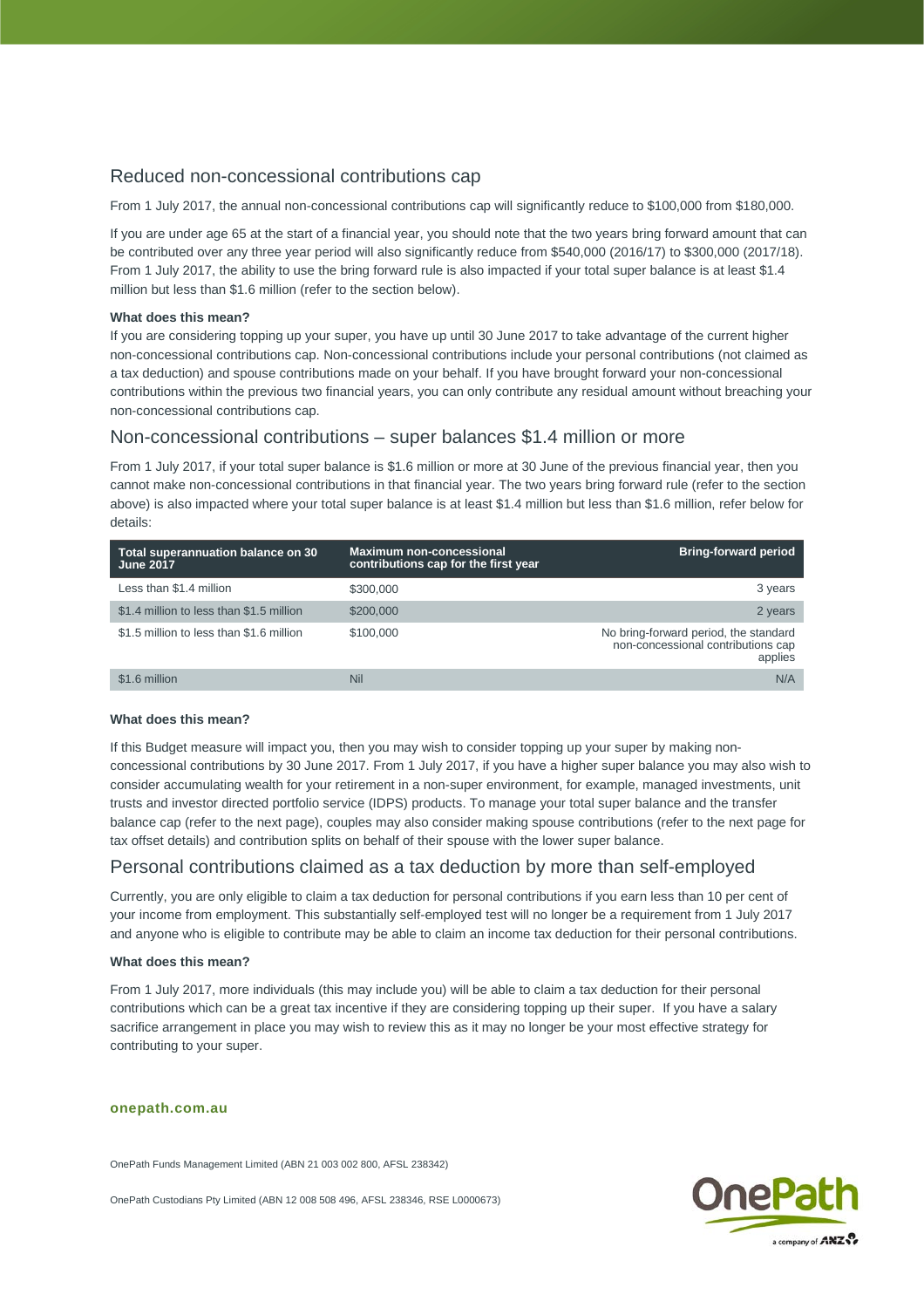## Reduced non-concessional contributions cap

From 1 July 2017, the annual non-concessional contributions cap will significantly reduce to $100,000 from $180,000.

If you are under age 65 at the start of a financial year, you should note that the two years bring forward amount that can be contributed over any three year period will also significantly reduce from $540,000 (2016/17) to $300,000 (2017/18). From 1 July 2017, the ability to use the bring forward rule is also impacted if your total super balance is at least $1.4 million but less than $1.6 million (refer to the section below).

**What does this mean?**

If you are considering topping up your super, you have up until 30 June 2017 to take advantage of the current higher non-concessional contributions cap. Non-concessional contributions include your personal contributions (not claimed as a tax deduction) and spouse contributions made on your behalf. If you have brought forward your non-concessional contributions within the previous two financial years, you can only contribute any residual amount without breaching your non-concessional contributions cap.

## Non-concessional contributions – super balances $1.4 million or more

From 1 July 2017, if your total super balance is $1.6 million or more at 30 June of the previous financial year, then you cannot make non-concessional contributions in that financial year. The two years bring forward rule (refer to the section above) is also impacted where your total super balance is at least $1.4 million but less than $1.6 million, refer below for details:

| Total superannuation balance on 30 June 2017 | Maximum non-concessional contributions cap for the first year | Bring-forward period |
|---|---|---|
| Less than $1.4 million | $300,000 | 3 years |
| $1.4 million to less than $1.5 million | $200,000 | 2 years |
| $1.5 million to less than $1.6 million | $100,000 | No bring-forward period, the standard non-concessional contributions cap applies |
| $1.6 million | Nil | N/A |

**What does this mean?**

If this Budget measure will impact you, then you may wish to consider topping up your super by making non-concessional contributions by 30 June 2017. From 1 July 2017, if you have a higher super balance you may also wish to consider accumulating wealth for your retirement in a non-super environment, for example, managed investments, unit trusts and investor directed portfolio service (IDPS) products. To manage your total super balance and the transfer balance cap (refer to the next page), couples may also consider making spouse contributions (refer to the next page for tax offset details) and contribution splits on behalf of their spouse with the lower super balance.

## Personal contributions claimed as a tax deduction by more than self-employed

Currently, you are only eligible to claim a tax deduction for personal contributions if you earn less than 10 per cent of your income from employment. This substantially self-employed test will no longer be a requirement from 1 July 2017 and anyone who is eligible to contribute may be able to claim an income tax deduction for their personal contributions.

**What does this mean?**

From 1 July 2017, more individuals (this may include you) will be able to claim a tax deduction for their personal contributions which can be a great tax incentive if they are considering topping up their super. If you have a salary sacrifice arrangement in place you may wish to review this as it may no longer be your most effective strategy for contributing to your super.

**onepath.com.au**

OnePath Funds Management Limited (ABN 21 003 002 800, AFSL 238342)

OnePath Custodians Pty Limited (ABN 12 008 508 496, AFSL 238346, RSE L0000673)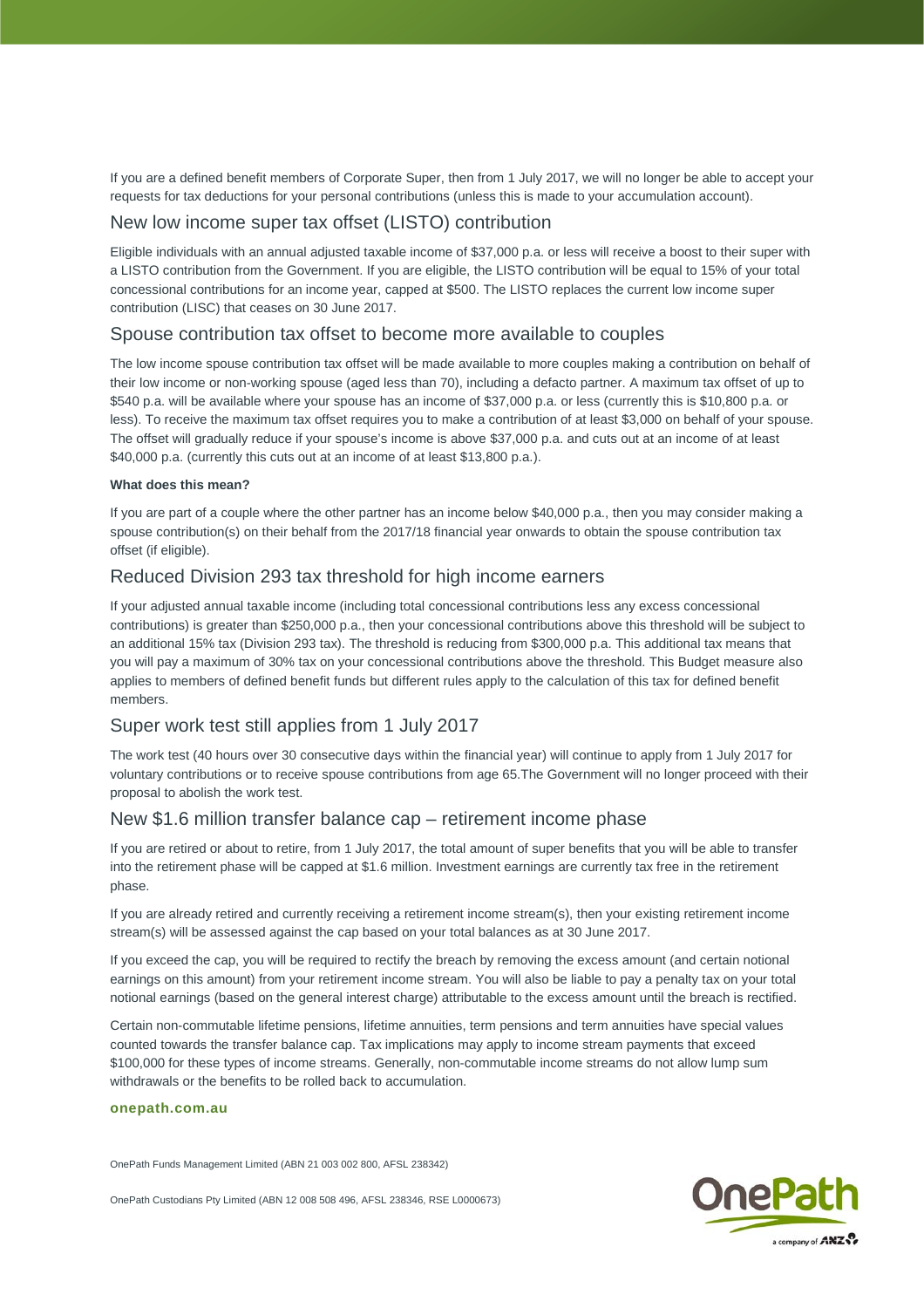If you are a defined benefit members of Corporate Super, then from 1 July 2017, we will no longer be able to accept your requests for tax deductions for your personal contributions (unless this is made to your accumulation account).

## New low income super tax offset (LISTO) contribution

Eligible individuals with an annual adjusted taxable income of $37,000 p.a. or less will receive a boost to their super with a LISTO contribution from the Government. If you are eligible, the LISTO contribution will be equal to 15% of your total concessional contributions for an income year, capped at $500. The LISTO replaces the current low income super contribution (LISC) that ceases on 30 June 2017.

## Spouse contribution tax offset to become more available to couples

The low income spouse contribution tax offset will be made available to more couples making a contribution on behalf of their low income or non-working spouse (aged less than 70), including a defacto partner. A maximum tax offset of up to $540 p.a. will be available where your spouse has an income of $37,000 p.a. or less (currently this is $10,800 p.a. or less). To receive the maximum tax offset requires you to make a contribution of at least $3,000 on behalf of your spouse. The offset will gradually reduce if your spouse's income is above $37,000 p.a. and cuts out at an income of at least $40,000 p.a. (currently this cuts out at an income of at least $13,800 p.a.).

**What does this mean?**

If you are part of a couple where the other partner has an income below $40,000 p.a., then you may consider making a spouse contribution(s) on their behalf from the 2017/18 financial year onwards to obtain the spouse contribution tax offset (if eligible).

## Reduced Division 293 tax threshold for high income earners

If your adjusted annual taxable income (including total concessional contributions less any excess concessional contributions) is greater than $250,000 p.a., then your concessional contributions above this threshold will be subject to an additional 15% tax (Division 293 tax). The threshold is reducing from $300,000 p.a. This additional tax means that you will pay a maximum of 30% tax on your concessional contributions above the threshold. This Budget measure also applies to members of defined benefit funds but different rules apply to the calculation of this tax for defined benefit members.

## Super work test still applies from 1 July 2017

The work test (40 hours over 30 consecutive days within the financial year) will continue to apply from 1 July 2017 for voluntary contributions or to receive spouse contributions from age 65.The Government will no longer proceed with their proposal to abolish the work test.

## New $1.6 million transfer balance cap – retirement income phase

If you are retired or about to retire, from 1 July 2017, the total amount of super benefits that you will be able to transfer into the retirement phase will be capped at $1.6 million. Investment earnings are currently tax free in the retirement phase.

If you are already retired and currently receiving a retirement income stream(s), then your existing retirement income stream(s) will be assessed against the cap based on your total balances as at 30 June 2017.

If you exceed the cap, you will be required to rectify the breach by removing the excess amount (and certain notional earnings on this amount) from your retirement income stream. You will also be liable to pay a penalty tax on your total notional earnings (based on the general interest charge) attributable to the excess amount until the breach is rectified.

Certain non-commutable lifetime pensions, lifetime annuities, term pensions and term annuities have special values counted towards the transfer balance cap. Tax implications may apply to income stream payments that exceed $100,000 for these types of income streams. Generally, non-commutable income streams do not allow lump sum withdrawals or the benefits to be rolled back to accumulation.

**onepath.com.au**

OnePath Funds Management Limited (ABN 21 003 002 800, AFSL 238342)

OnePath Custodians Pty Limited (ABN 12 008 508 496, AFSL 238346, RSE L0000673)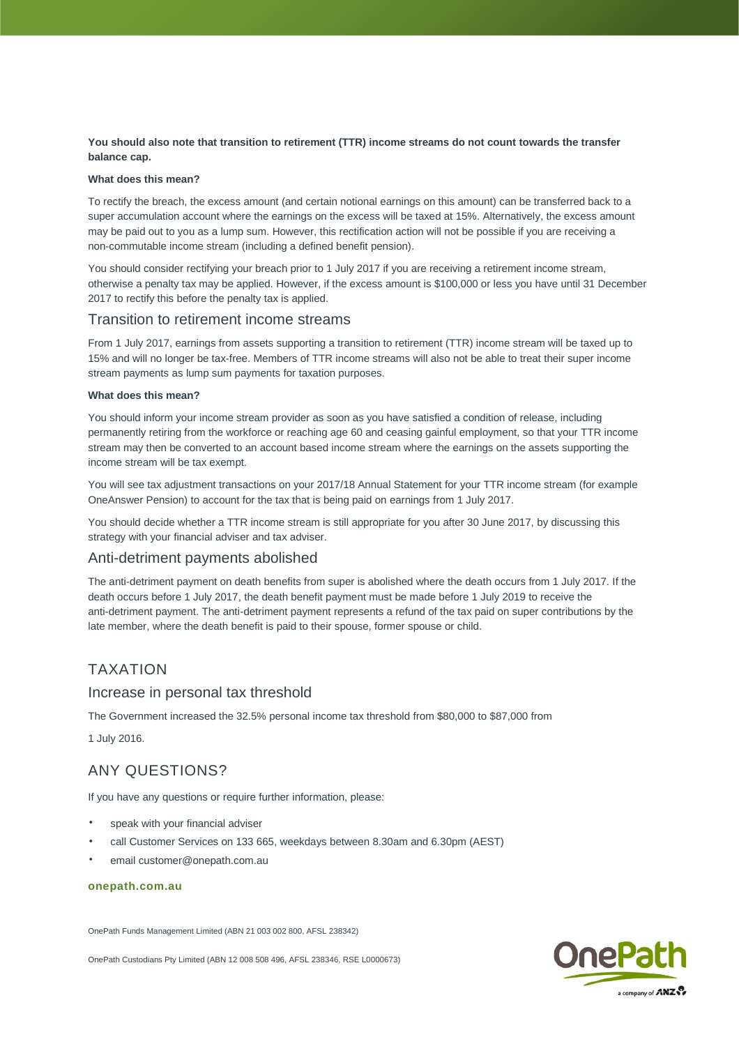**You should also note that transition to retirement (TTR) income streams do not count towards the transfer balance cap.**

**What does this mean?**

To rectify the breach, the excess amount (and certain notional earnings on this amount) can be transferred back to a super accumulation account where the earnings on the excess will be taxed at 15%. Alternatively, the excess amount may be paid out to you as a lump sum. However, this rectification action will not be possible if you are receiving a non-commutable income stream (including a defined benefit pension).

You should consider rectifying your breach prior to 1 July 2017 if you are receiving a retirement income stream, otherwise a penalty tax may be applied. However, if the excess amount is $100,000 or less you have until 31 December 2017 to rectify this before the penalty tax is applied.

### Transition to retirement income streams

From 1 July 2017, earnings from assets supporting a transition to retirement (TTR) income stream will be taxed up to 15% and will no longer be tax-free. Members of TTR income streams will also not be able to treat their super income stream payments as lump sum payments for taxation purposes.

**What does this mean?**

You should inform your income stream provider as soon as you have satisfied a condition of release, including permanently retiring from the workforce or reaching age 60 and ceasing gainful employment, so that your TTR income stream may then be converted to an account based income stream where the earnings on the assets supporting the income stream will be tax exempt.

You will see tax adjustment transactions on your 2017/18 Annual Statement for your TTR income stream (for example OneAnswer Pension) to account for the tax that is being paid on earnings from 1 July 2017.

You should decide whether a TTR income stream is still appropriate for you after 30 June 2017, by discussing this strategy with your financial adviser and tax adviser.

### Anti-detriment payments abolished

The anti-detriment payment on death benefits from super is abolished where the death occurs from 1 July 2017. If the death occurs before 1 July 2017, the death benefit payment must be made before 1 July 2019 to receive the anti-detriment payment. The anti-detriment payment represents a refund of the tax paid on super contributions by the late member, where the death benefit is paid to their spouse, former spouse or child.

## TAXATION

### Increase in personal tax threshold

The Government increased the 32.5% personal income tax threshold from $80,000 to $87,000 from

1 July 2016.

## ANY QUESTIONS?

If you have any questions or require further information, please:

- speak with your financial adviser
- call Customer Services on 133 665, weekdays between 8.30am and 6.30pm (AEST)
- email customer@onepath.com.au

**onepath.com.au**

OnePath Funds Management Limited (ABN 21 003 002 800, AFSL 238342)

OnePath Custodians Pty Limited (ABN 12 008 508 496, AFSL 238346, RSE L0000673)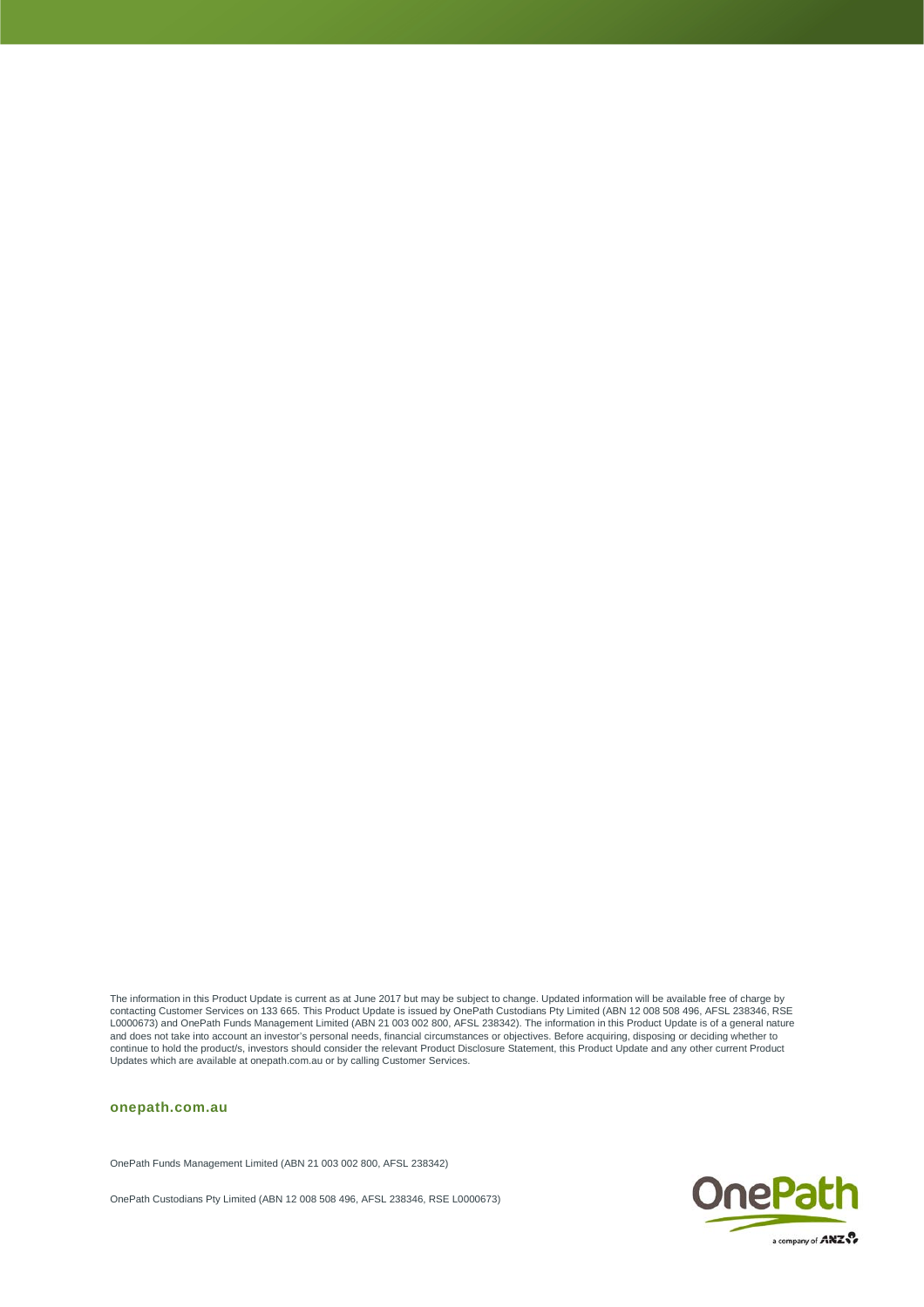The information in this Product Update is current as at June 2017 but may be subject to change. Updated information will be available free of charge by contacting Customer Services on 133 665. This Product Update is issued by OnePath Custodians Pty Limited (ABN 12 008 508 496, AFSL 238346, RSE L0000673) and OnePath Funds Management Limited (ABN 21 003 002 800, AFSL 238342). The information in this Product Update is of a general nature and does not take into account an investor's personal needs, financial circumstances or objectives. Before acquiring, disposing or deciding whether to continue to hold the product/s, investors should consider the relevant Product Disclosure Statement, this Product Update and any other current Product Updates which are available at onepath.com.au or by calling Customer Services.

**onepath.com.au**

OnePath Funds Management Limited (ABN 21 003 002 800, AFSL 238342)

OnePath Custodians Pty Limited (ABN 12 008 508 496, AFSL 238346, RSE L0000673)

OnePath a company of ANZ